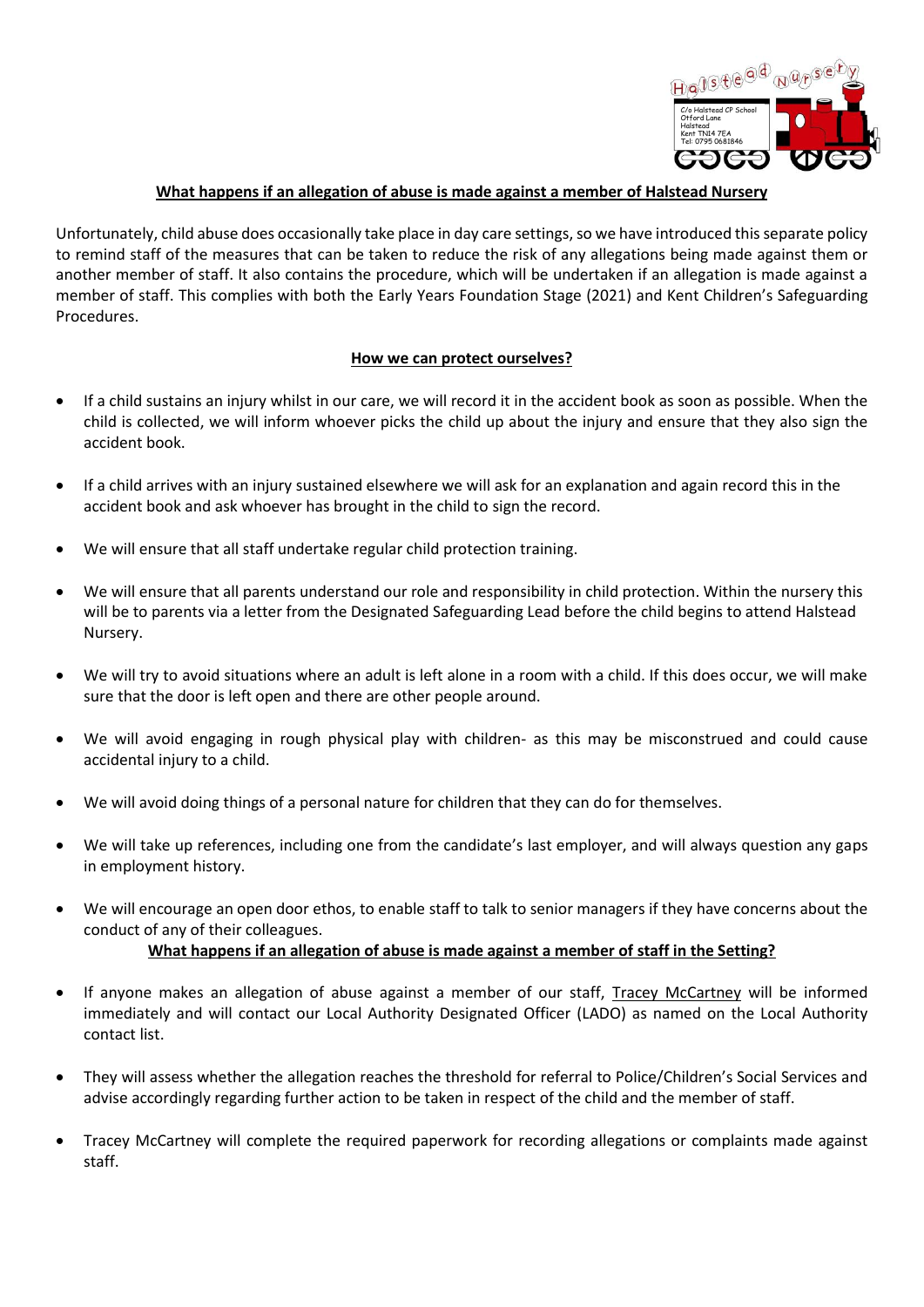**What happens if an allegation of abuse is made against a member of Halstead Nursery**

Unfortunately, child abuse does occasionally take place in day care settings, so we have introduced this separate policy to remind staff of the measures that can be taken to reduce the risk of any allegations being made against them or another member of staff. It also contains the procedure, which will be undertaken if an allegation is made against a member of staff. This complies with both the Early Years Foundation Stage (2021) and Kent Children's Safeguarding Procedures.

**How we can protect ourselves?**

- If a child sustains an injury whilst in our care, we will record it in the accident book as soon as possible. When the child is collected, we will inform whoever picks the child up about the injury and ensure that they also sign the accident book.
- If a child arrives with an injury sustained elsewhere we will ask for an explanation and again record this in the accident book and ask whoever has brought in the child to sign the record.
- We will ensure that all staff undertake regular child protection training.
- We will ensure that all parents understand our role and responsibility in child protection. Within the nursery this will be to parents via a letter from the Designated Safeguarding Lead before the child begins to attend Halstead Nursery.
- We will try to avoid situations where an adult is left alone in a room with a child. If this does occur, we will make sure that the door is left open and there are other people around.
- We will avoid engaging in rough physical play with children- as this may be misconstrued and could cause accidental injury to a child.
- We will avoid doing things of a personal nature for children that they can do for themselves.
- We will take up references, including one from the candidate's last employer, and will always question any gaps in employment history.
- We will encourage an open door ethos, to enable staff to talk to senior managers if they have concerns about the conduct of any of their colleagues.

**What happens if an allegation of abuse is made against a member of staff in the Setting?**

- If anyone makes an allegation of abuse against a member of our staff, Tracey McCartney will be informed immediately and will contact our Local Authority Designated Officer (LADO) as named on the Local Authority contact list.
- They will assess whether the allegation reaches the threshold for referral to Police/Children's Social Services and advise accordingly regarding further action to be taken in respect of the child and the member of staff.
- Tracey McCartney will complete the required paperwork for recording allegations or complaints made against staff.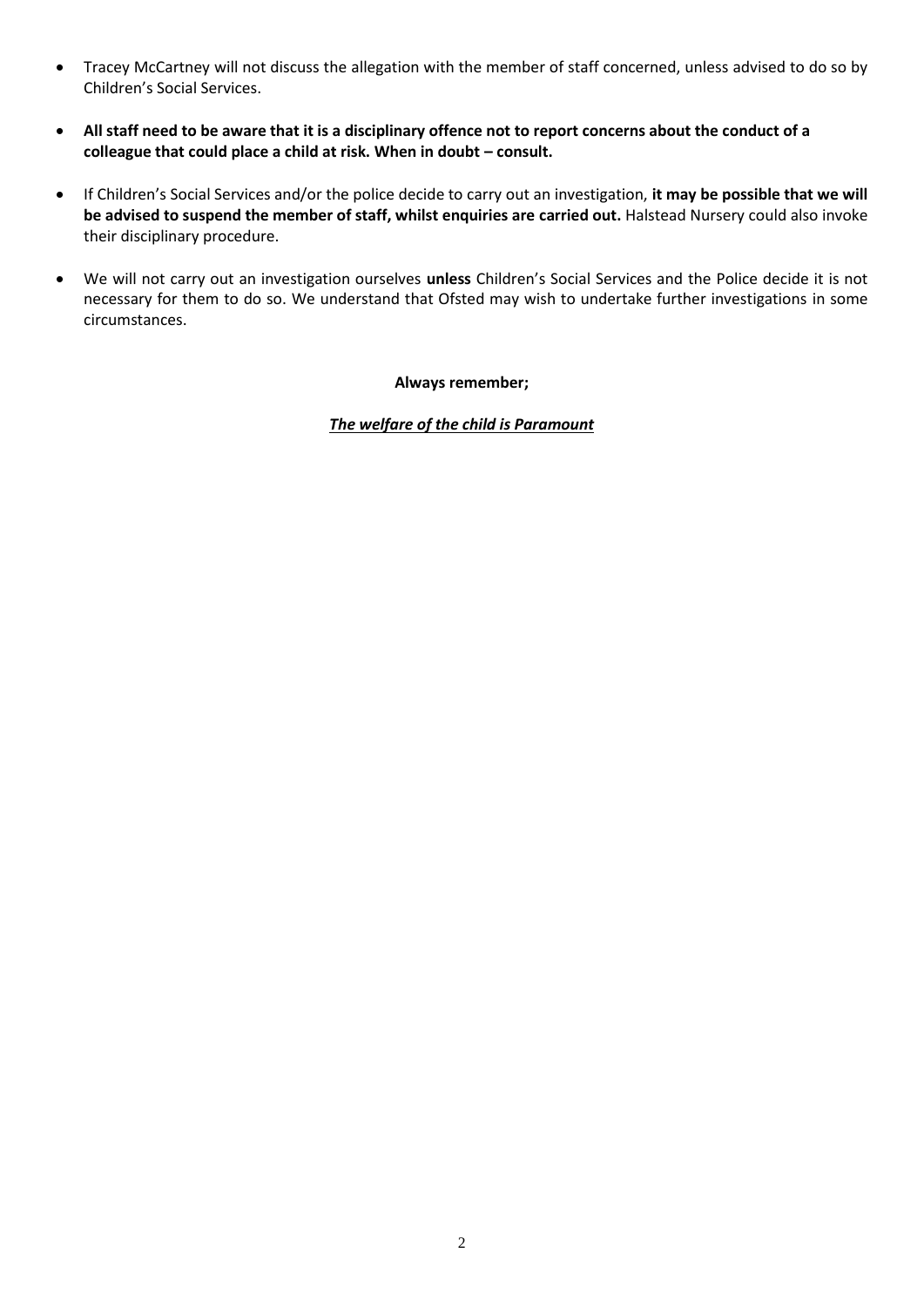- Tracey McCartney will not discuss the allegation with the member of staff concerned, unless advised to do so by Children's Social Services.

- **All staff need to be aware that it is a disciplinary offence not to report concerns about the conduct of a colleague that could place a child at risk. When in doubt – consult.**

- If Children's Social Services and/or the police decide to carry out an investigation, **it may be possible that we will be advised to suspend the member of staff, whilst enquiries are carried out.** Halstead Nursery could also invoke their disciplinary procedure.

- We will not carry out an investigation ourselves **unless** Children's Social Services and the Police decide it is not necessary for them to do so. We understand that Ofsted may wish to undertake further investigations in some circumstances.

**Always remember;**

***<u>The welfare of the child is Paramount</u>***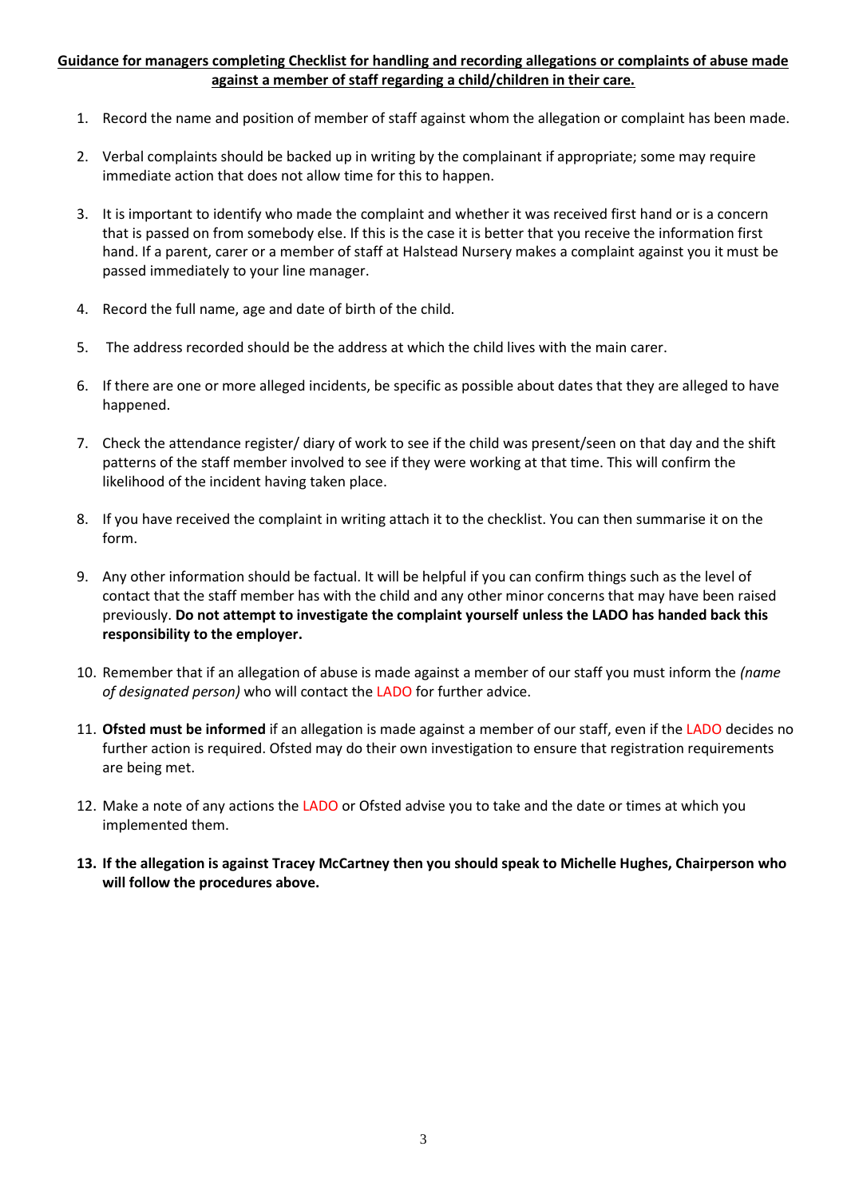**<u>Guidance for managers completing Checklist for handling and recording allegations or complaints of abuse made against a member of staff regarding a child/children in their care.</u>**

1. Record the name and position of member of staff against whom the allegation or complaint has been made.

2. Verbal complaints should be backed up in writing by the complainant if appropriate; some may require immediate action that does not allow time for this to happen.

3. It is important to identify who made the complaint and whether it was received first hand or is a concern that is passed on from somebody else. If this is the case it is better that you receive the information first hand. If a parent, carer or a member of staff at Halstead Nursery makes a complaint against you it must be passed immediately to your line manager.

4. Record the full name, age and date of birth of the child.

5. The address recorded should be the address at which the child lives with the main carer.

6. If there are one or more alleged incidents, be specific as possible about dates that they are alleged to have happened.

7. Check the attendance register/ diary of work to see if the child was present/seen on that day and the shift patterns of the staff member involved to see if they were working at that time. This will confirm the likelihood of the incident having taken place.

8. If you have received the complaint in writing attach it to the checklist. You can then summarise it on the form.

9. Any other information should be factual. It will be helpful if you can confirm things such as the level of contact that the staff member has with the child and any other minor concerns that may have been raised previously. **Do not attempt to investigate the complaint yourself unless the LADO has handed back this responsibility to the employer.**

10. Remember that if an allegation of abuse is made against a member of our staff you must inform the *(name of designated person)* who will contact the LADO for further advice.

11. **Ofsted must be informed** if an allegation is made against a member of our staff, even if the LADO decides no further action is required. Ofsted may do their own investigation to ensure that registration requirements are being met.

12. Make a note of any actions the LADO or Ofsted advise you to take and the date or times at which you implemented them.

13. **If the allegation is against Tracey McCartney then you should speak to Michelle Hughes, Chairperson who will follow the procedures above.**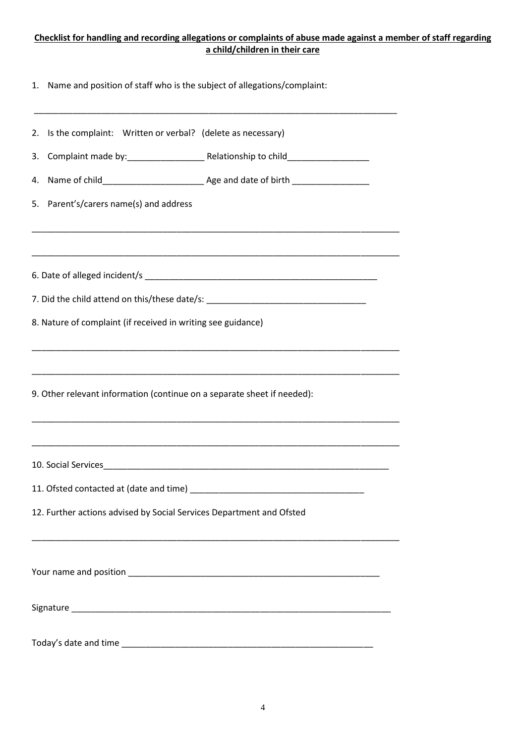**Checklist for handling and recording allegations or complaints of abuse made against a member of staff regarding a child/children in their care**

1. Name and position of staff who is the subject of allegations/complaint:

_____________________________________________________________________________

2. Is the complaint: Written or verbal? (delete as necessary)

3. Complaint made by:________________ Relationship to child_________________

4. Name of child_____________________ Age and date of birth ________________

5. Parent's/carers name(s) and address

_____________________________________________________________________________

_____________________________________________________________________________

6. Date of alleged incident/s ________________________________________________

7. Did the child attend on this/these date/s: _________________________________

8. Nature of complaint (if received in writing see guidance)

_____________________________________________________________________________

_____________________________________________________________________________

9. Other relevant information (continue on a separate sheet if needed):

_____________________________________________________________________________

_____________________________________________________________________________

10. Social Services_______________________________________________________________

11. Ofsted contacted at (date and time) ____________________________________

12. Further actions advised by Social Services Department and Ofsted

_____________________________________________________________________________

Your name and position ______________________________________________________

Signature ____________________________________________________________________

Today's date and time _______________________________________________________